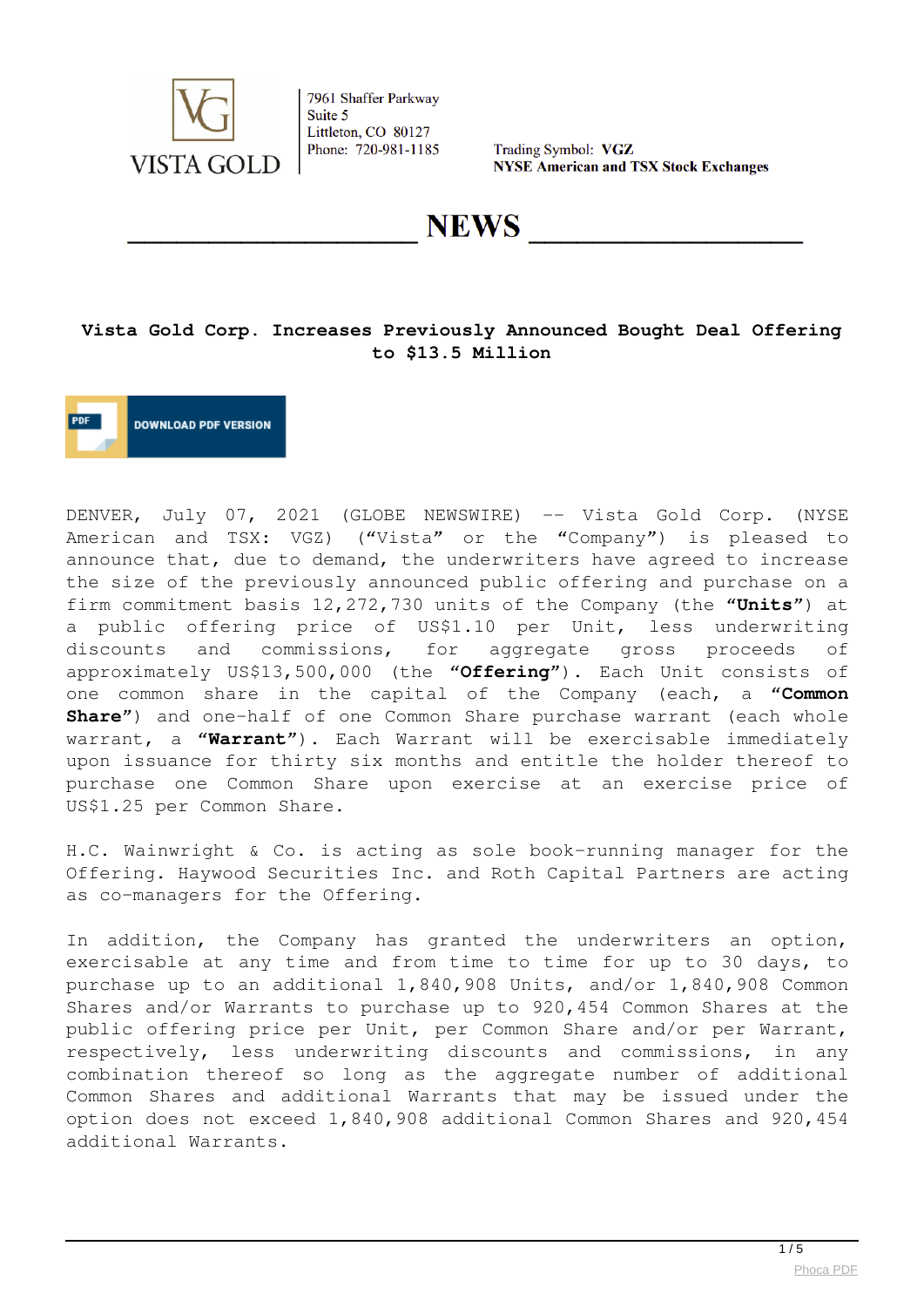VISTA GOLD

7961 Shaffer Parkway
Suite 5
Littleton, CO 80127
Phone: 720-981-1185

Trading Symbol: **VGZ**
**NYSE American and TSX Stock Exchanges**

# NEWS

## Vista Gold Corp. Increases Previously Announced Bought Deal Offering to $13.5 Million

DOWNLOAD PDF VERSION

DENVER, July 07, 2021 (GLOBE NEWSWIRE) -- Vista Gold Corp. (NYSE American and TSX: VGZ) ("Vista" or the "Company") is pleased to announce that, due to demand, the underwriters have agreed to increase the size of the previously announced public offering and purchase on a firm commitment basis 12,272,730 units of the Company (the **"Units"**) at a public offering price of US$1.10 per Unit, less underwriting discounts and commissions, for aggregate gross proceeds of approximately US$13,500,000 (the **"Offering"**). Each Unit consists of one common share in the capital of the Company (each, a **"Common Share"**) and one-half of one Common Share purchase warrant (each whole warrant, a **"Warrant"**). Each Warrant will be exercisable immediately upon issuance for thirty six months and entitle the holder thereof to purchase one Common Share upon exercise at an exercise price of US$1.25 per Common Share.

H.C. Wainwright & Co. is acting as sole book-running manager for the Offering. Haywood Securities Inc. and Roth Capital Partners are acting as co-managers for the Offering.

In addition, the Company has granted the underwriters an option, exercisable at any time and from time to time for up to 30 days, to purchase up to an additional 1,840,908 Units, and/or 1,840,908 Common Shares and/or Warrants to purchase up to 920,454 Common Shares at the public offering price per Unit, per Common Share and/or per Warrant, respectively, less underwriting discounts and commissions, in any combination thereof so long as the aggregate number of additional Common Shares and additional Warrants that may be issued under the option does not exceed 1,840,908 additional Common Shares and 920,454 additional Warrants.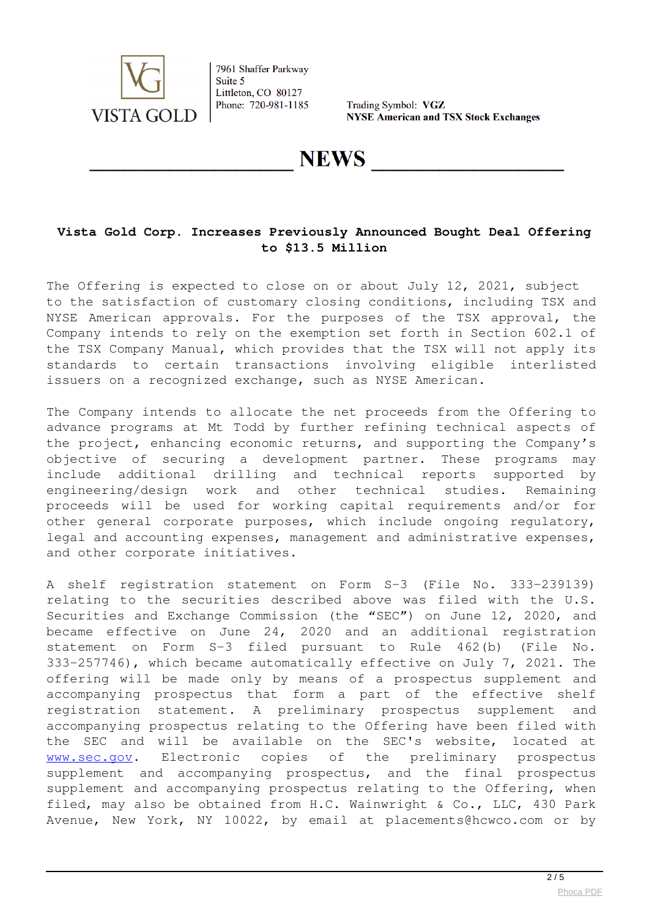# Vista Gold Corp. Increases Previously Announced Bought Deal Offering to $13.5 Million

The Offering is expected to close on or about July 12, 2021, subject to the satisfaction of customary closing conditions, including TSX and NYSE American approvals. For the purposes of the TSX approval, the Company intends to rely on the exemption set forth in Section 602.1 of the TSX Company Manual, which provides that the TSX will not apply its standards to certain transactions involving eligible interlisted issuers on a recognized exchange, such as NYSE American.

The Company intends to allocate the net proceeds from the Offering to advance programs at Mt Todd by further refining technical aspects of the project, enhancing economic returns, and supporting the Company's objective of securing a development partner. These programs may include additional drilling and technical reports supported by engineering/design work and other technical studies. Remaining proceeds will be used for working capital requirements and/or for other general corporate purposes, which include ongoing regulatory, legal and accounting expenses, management and administrative expenses, and other corporate initiatives.

A shelf registration statement on Form S-3 (File No. 333-239139) relating to the securities described above was filed with the U.S. Securities and Exchange Commission (the "SEC") on June 12, 2020, and became effective on June 24, 2020 and an additional registration statement on Form S-3 filed pursuant to Rule 462(b) (File No. 333-257746), which became automatically effective on July 7, 2021. The offering will be made only by means of a prospectus supplement and accompanying prospectus that form a part of the effective shelf registration statement. A preliminary prospectus supplement and accompanying prospectus relating to the Offering have been filed with the SEC and will be available on the SEC's website, located at www.sec.gov. Electronic copies of the preliminary prospectus supplement and accompanying prospectus, and the final prospectus supplement and accompanying prospectus relating to the Offering, when filed, may also be obtained from H.C. Wainwright & Co., LLC, 430 Park Avenue, New York, NY 10022, by email at placements@hcwco.com or by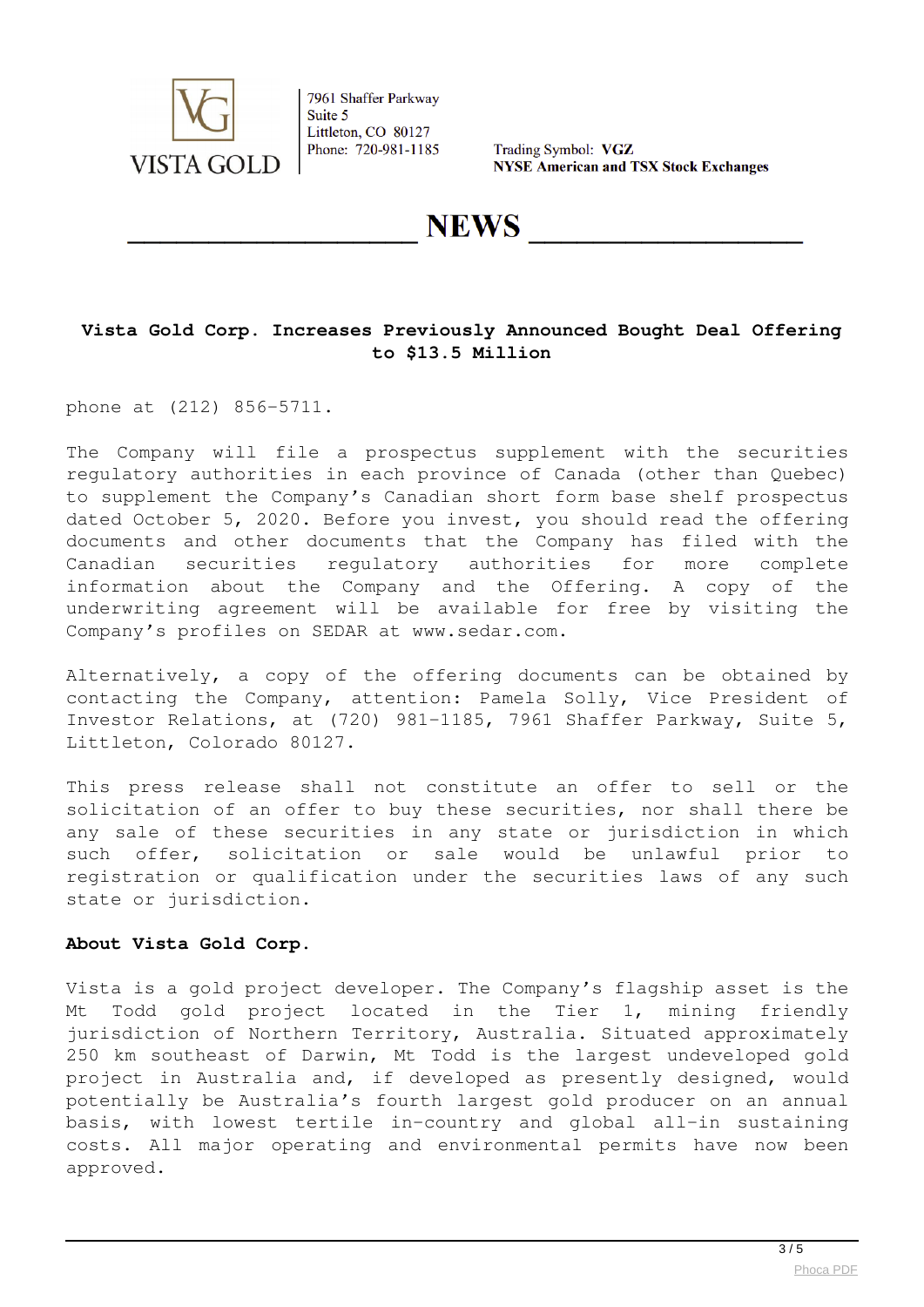**Vista Gold Corp. Increases Previously Announced Bought Deal Offering to $13.5 Million**

phone at (212) 856-5711.

The Company will file a prospectus supplement with the securities regulatory authorities in each province of Canada (other than Quebec) to supplement the Company's Canadian short form base shelf prospectus dated October 5, 2020. Before you invest, you should read the offering documents and other documents that the Company has filed with the Canadian securities regulatory authorities for more complete information about the Company and the Offering. A copy of the underwriting agreement will be available for free by visiting the Company's profiles on SEDAR at www.sedar.com.

Alternatively, a copy of the offering documents can be obtained by contacting the Company, attention: Pamela Solly, Vice President of Investor Relations, at (720) 981-1185, 7961 Shaffer Parkway, Suite 5, Littleton, Colorado 80127.

This press release shall not constitute an offer to sell or the solicitation of an offer to buy these securities, nor shall there be any sale of these securities in any state or jurisdiction in which such offer, solicitation or sale would be unlawful prior to registration or qualification under the securities laws of any such state or jurisdiction.

**About Vista Gold Corp.**

Vista is a gold project developer. The Company's flagship asset is the Mt Todd gold project located in the Tier 1, mining friendly jurisdiction of Northern Territory, Australia. Situated approximately 250 km southeast of Darwin, Mt Todd is the largest undeveloped gold project in Australia and, if developed as presently designed, would potentially be Australia's fourth largest gold producer on an annual basis, with lowest tertile in-country and global all-in sustaining costs. All major operating and environmental permits have now been approved.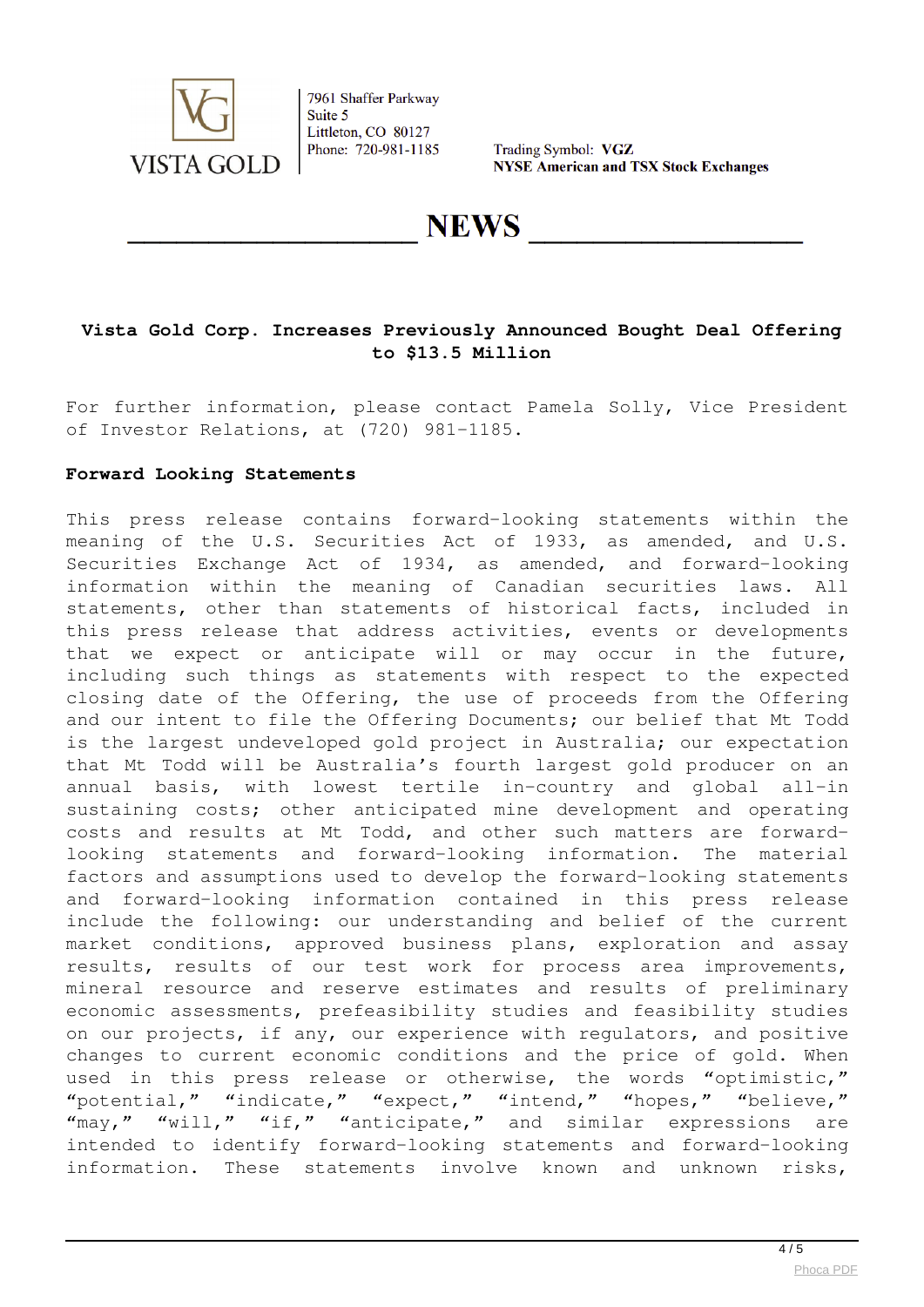7961 Shaffer Parkway
Suite 5
Littleton, CO 80127
Phone: 720-981-1185

Trading Symbol: **VGZ**
**NYSE American and TSX Stock Exchanges**

# NEWS

**Vista Gold Corp. Increases Previously Announced Bought Deal Offering to $13.5 Million**

For further information, please contact Pamela Solly, Vice President of Investor Relations, at (720) 981-1185.

**Forward Looking Statements**

This press release contains forward-looking statements within the meaning of the U.S. Securities Act of 1933, as amended, and U.S. Securities Exchange Act of 1934, as amended, and forward-looking information within the meaning of Canadian securities laws. All statements, other than statements of historical facts, included in this press release that address activities, events or developments that we expect or anticipate will or may occur in the future, including such things as statements with respect to the expected closing date of the Offering, the use of proceeds from the Offering and our intent to file the Offering Documents; our belief that Mt Todd is the largest undeveloped gold project in Australia; our expectation that Mt Todd will be Australia's fourth largest gold producer on an annual basis, with lowest tertile in-country and global all-in sustaining costs; other anticipated mine development and operating costs and results at Mt Todd, and other such matters are forward-looking statements and forward-looking information. The material factors and assumptions used to develop the forward-looking statements and forward-looking information contained in this press release include the following: our understanding and belief of the current market conditions, approved business plans, exploration and assay results, results of our test work for process area improvements, mineral resource and reserve estimates and results of preliminary economic assessments, prefeasibility studies and feasibility studies on our projects, if any, our experience with regulators, and positive changes to current economic conditions and the price of gold. When used in this press release or otherwise, the words "optimistic," "potential," "indicate," "expect," "intend," "hopes," "believe," "may," "will," "if," "anticipate," and similar expressions are intended to identify forward-looking statements and forward-looking information. These statements involve known and unknown risks,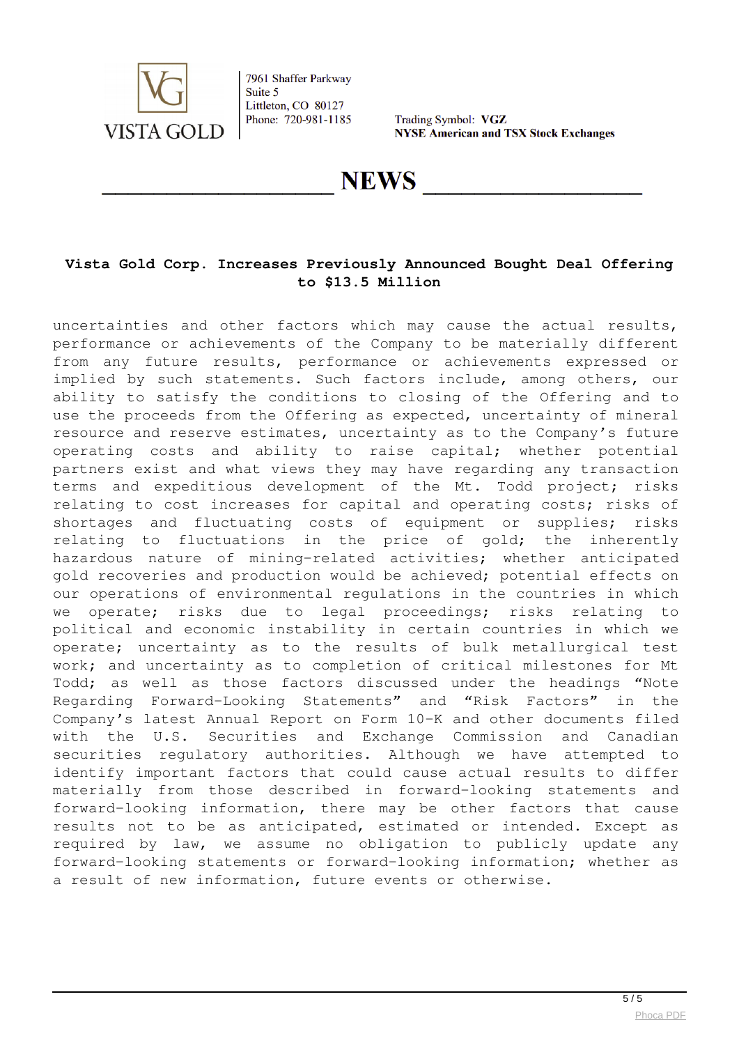uncertainties and other factors which may cause the actual results, performance or achievements of the Company to be materially different from any future results, performance or achievements expressed or implied by such statements. Such factors include, among others, our ability to satisfy the conditions to closing of the Offering and to use the proceeds from the Offering as expected, uncertainty of mineral resource and reserve estimates, uncertainty as to the Company's future operating costs and ability to raise capital; whether potential partners exist and what views they may have regarding any transaction terms and expeditious development of the Mt. Todd project; risks relating to cost increases for capital and operating costs; risks of shortages and fluctuating costs of equipment or supplies; risks relating to fluctuations in the price of gold; the inherently hazardous nature of mining-related activities; whether anticipated gold recoveries and production would be achieved; potential effects on our operations of environmental regulations in the countries in which we operate; risks due to legal proceedings; risks relating to political and economic instability in certain countries in which we operate; uncertainty as to the results of bulk metallurgical test work; and uncertainty as to completion of critical milestones for Mt Todd; as well as those factors discussed under the headings "Note Regarding Forward-Looking Statements" and "Risk Factors" in the Company's latest Annual Report on Form 10-K and other documents filed with the U.S. Securities and Exchange Commission and Canadian securities regulatory authorities. Although we have attempted to identify important factors that could cause actual results to differ materially from those described in forward-looking statements and forward-looking information, there may be other factors that cause results not to be as anticipated, estimated or intended. Except as required by law, we assume no obligation to publicly update any forward-looking statements or forward-looking information; whether as a result of new information, future events or otherwise.